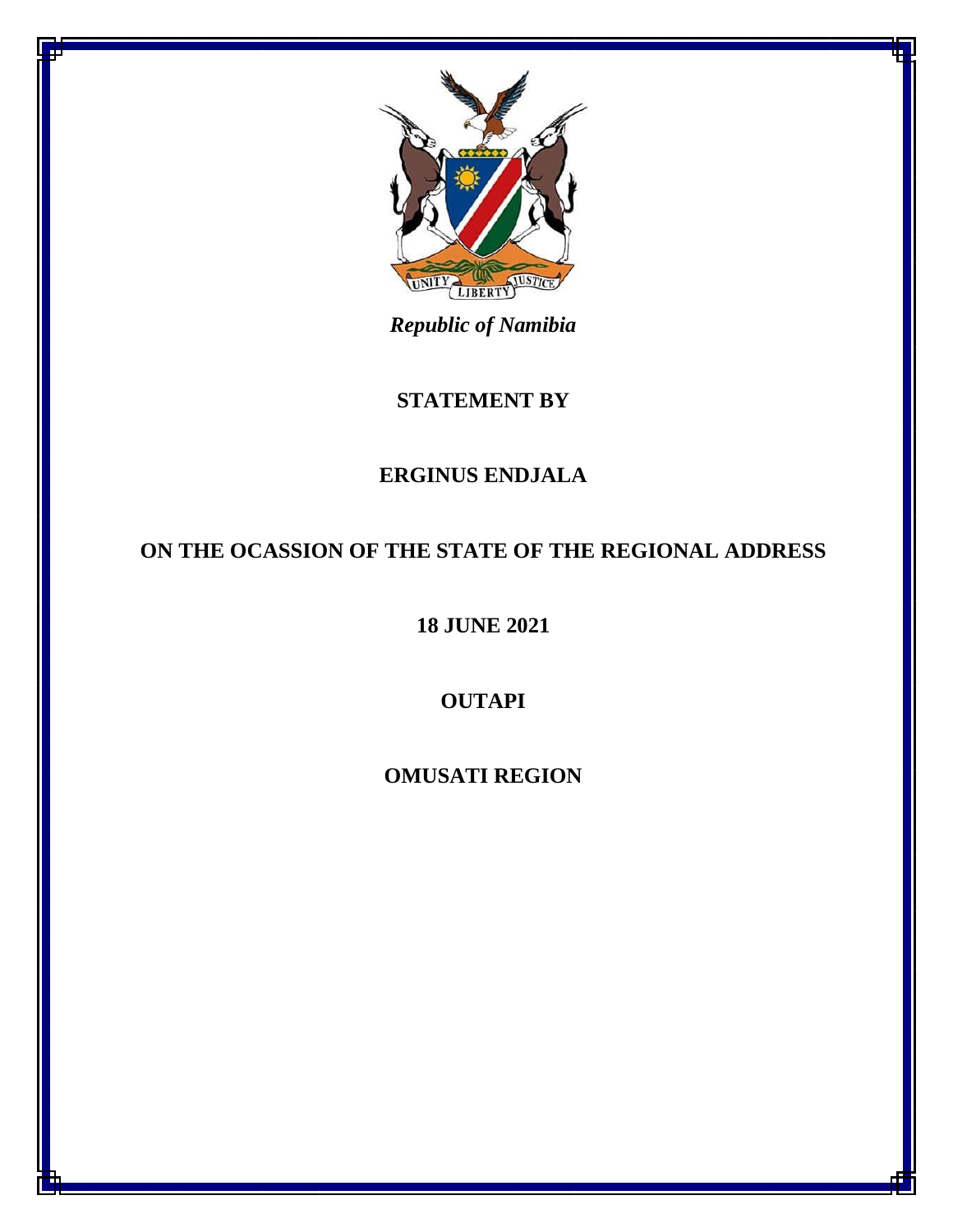*Republic of Namibia*

**STATEMENT BY**

**ERGINUS ENDJALA**

**ON THE OCASSION OF THE STATE OF THE REGIONAL ADDRESS**

**18 JUNE 2021**

**OUTAPI**

**OMUSATI REGION**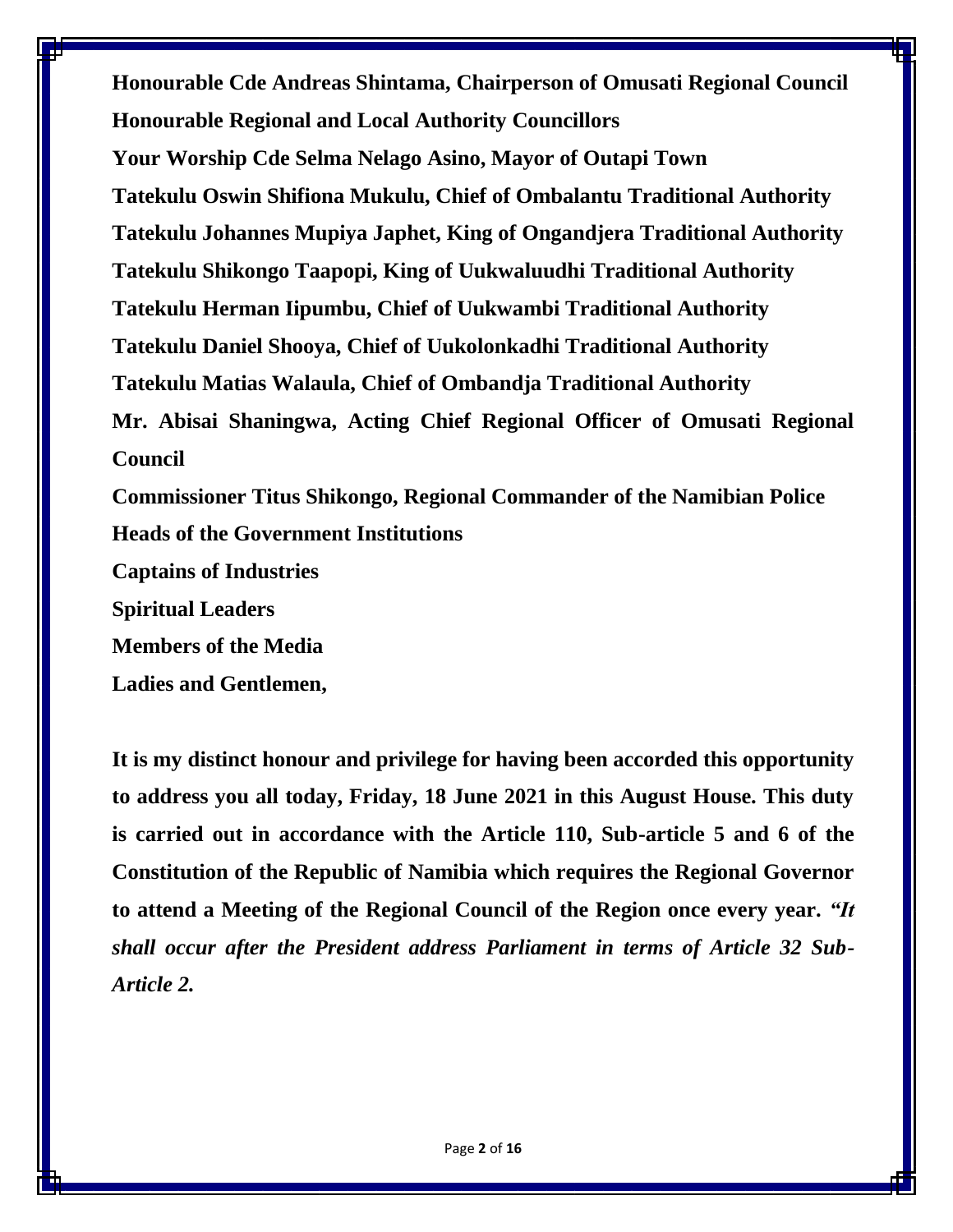**Honourable Cde Andreas Shintama, Chairperson of Omusati Regional Council**
**Honourable Regional and Local Authority Councillors**
**Your Worship Cde Selma Nelago Asino, Mayor of Outapi Town**
**Tatekulu Oswin Shifiona Mukulu, Chief of Ombalantu Traditional Authority**
**Tatekulu Johannes Mupiya Japhet, King of Ongandjera Traditional Authority**
**Tatekulu Shikongo Taapopi, King of Uukwaluudhi Traditional Authority**
**Tatekulu Herman Iipumbu, Chief of Uukwambi Traditional Authority**
**Tatekulu Daniel Shooya, Chief of Uukolonkadhi Traditional Authority**
**Tatekulu Matias Walaula, Chief of Ombandja Traditional Authority**
**Mr. Abisai Shaningwa, Acting Chief Regional Officer of Omusati Regional Council**
**Commissioner Titus Shikongo, Regional Commander of the Namibian Police**
**Heads of the Government Institutions**
**Captains of Industries**
**Spiritual Leaders**
**Members of the Media**
**Ladies and Gentlemen,**

**It is my distinct honour and privilege for having been accorded this opportunity to address you all today, Friday, 18 June 2021 in this August House. This duty is carried out in accordance with the Article 110, Sub-article 5 and 6 of the Constitution of the Republic of Namibia which requires the Regional Governor to attend a Meeting of the Regional Council of the Region once every year.** ***"It shall occur after the President address Parliament in terms of Article 32 Sub-Article 2.***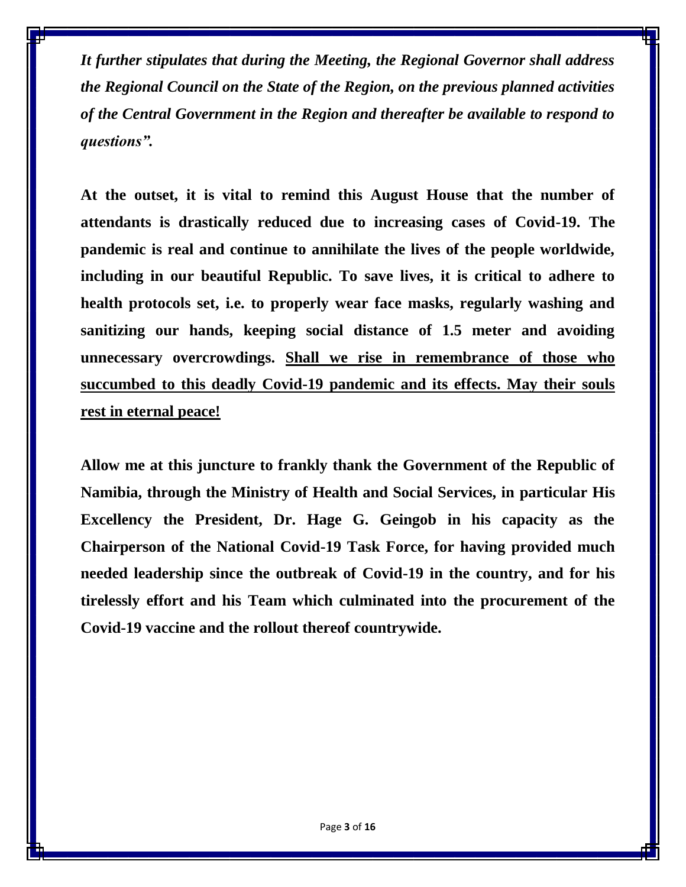***It further stipulates that during the Meeting, the Regional Governor shall address the Regional Council on the State of the Region, on the previous planned activities of the Central Government in the Region and thereafter be available to respond to questions".***

**At the outset, it is vital to remind this August House that the number of attendants is drastically reduced due to increasing cases of Covid-19. The pandemic is real and continue to annihilate the lives of the people worldwide, including in our beautiful Republic. To save lives, it is critical to adhere to health protocols set, i.e. to properly wear face masks, regularly washing and sanitizing our hands, keeping social distance of 1.5 meter and avoiding unnecessary overcrowdings. <u>Shall we rise in remembrance of those who succumbed to this deadly Covid-19 pandemic and its effects. May their souls rest in eternal peace!</u>**

**Allow me at this juncture to frankly thank the Government of the Republic of Namibia, through the Ministry of Health and Social Services, in particular His Excellency the President, Dr. Hage G. Geingob in his capacity as the Chairperson of the National Covid-19 Task Force, for having provided much needed leadership since the outbreak of Covid-19 in the country, and for his tirelessly effort and his Team which culminated into the procurement of the Covid-19 vaccine and the rollout thereof countrywide.**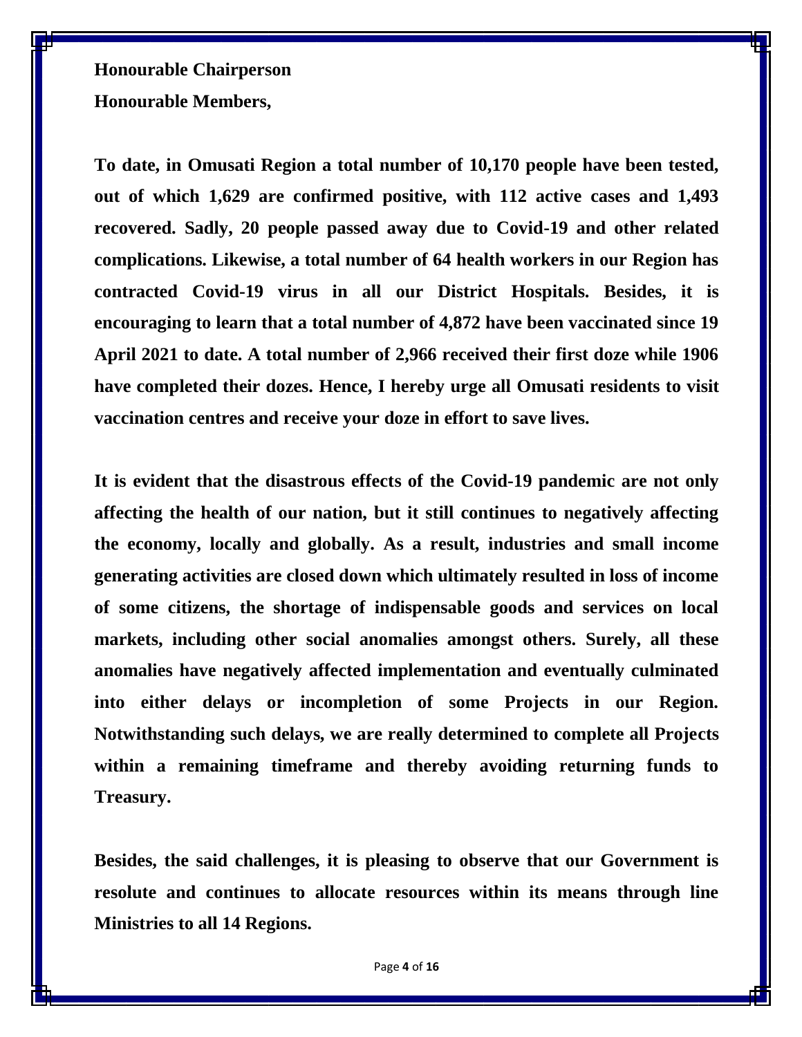**Honourable Chairperson**
**Honourable Members,**

**To date, in Omusati Region a total number of 10,170 people have been tested, out of which 1,629 are confirmed positive, with 112 active cases and 1,493 recovered. Sadly, 20 people passed away due to Covid-19 and other related complications. Likewise, a total number of 64 health workers in our Region has contracted Covid-19 virus in all our District Hospitals. Besides, it is encouraging to learn that a total number of 4,872 have been vaccinated since 19 April 2021 to date. A total number of 2,966 received their first doze while 1906 have completed their dozes. Hence, I hereby urge all Omusati residents to visit vaccination centres and receive your doze in effort to save lives.**

**It is evident that the disastrous effects of the Covid-19 pandemic are not only affecting the health of our nation, but it still continues to negatively affecting the economy, locally and globally. As a result, industries and small income generating activities are closed down which ultimately resulted in loss of income of some citizens, the shortage of indispensable goods and services on local markets, including other social anomalies amongst others. Surely, all these anomalies have negatively affected implementation and eventually culminated into either delays or incompletion of some Projects in our Region. Notwithstanding such delays, we are really determined to complete all Projects within a remaining timeframe and thereby avoiding returning funds to Treasury.**

**Besides, the said challenges, it is pleasing to observe that our Government is resolute and continues to allocate resources within its means through line Ministries to all 14 Regions.**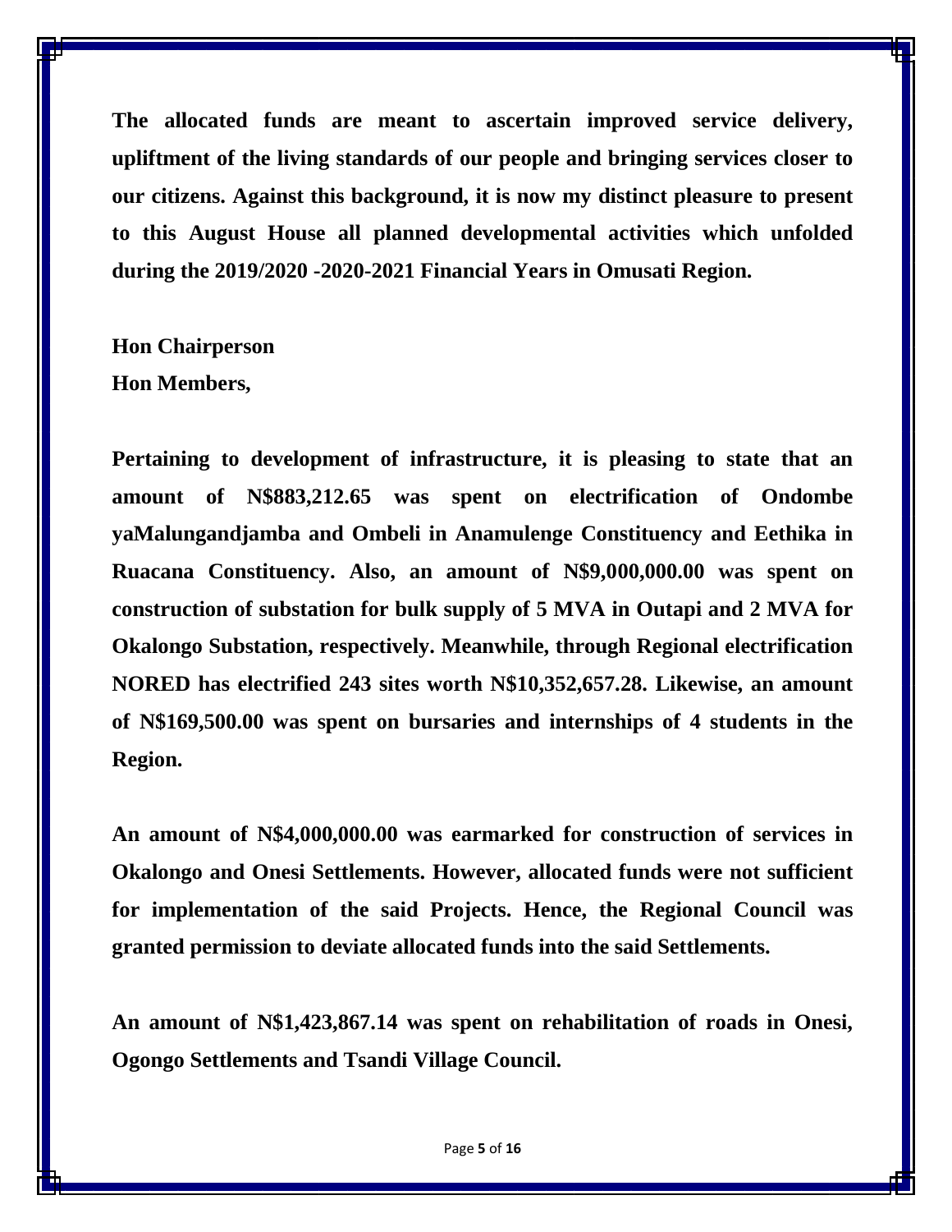**The allocated funds are meant to ascertain improved service delivery, upliftment of the living standards of our people and bringing services closer to our citizens. Against this background, it is now my distinct pleasure to present to this August House all planned developmental activities which unfolded during the 2019/2020 -2020-2021 Financial Years in Omusati Region.**

**Hon Chairperson**
**Hon Members,**

**Pertaining to development of infrastructure, it is pleasing to state that an amount of N$883,212.65 was spent on electrification of Ondombe yaMalungandjamba and Ombeli in Anamulenge Constituency and Eethika in Ruacana Constituency. Also, an amount of N$9,000,000.00 was spent on construction of substation for bulk supply of 5 MVA in Outapi and 2 MVA for Okalongo Substation, respectively. Meanwhile, through Regional electrification NORED has electrified 243 sites worth N$10,352,657.28. Likewise, an amount of N$169,500.00 was spent on bursaries and internships of 4 students in the Region.**

**An amount of N$4,000,000.00 was earmarked for construction of services in Okalongo and Onesi Settlements. However, allocated funds were not sufficient for implementation of the said Projects. Hence, the Regional Council was granted permission to deviate allocated funds into the said Settlements.**

**An amount of N$1,423,867.14 was spent on rehabilitation of roads in Onesi, Ogongo Settlements and Tsandi Village Council.**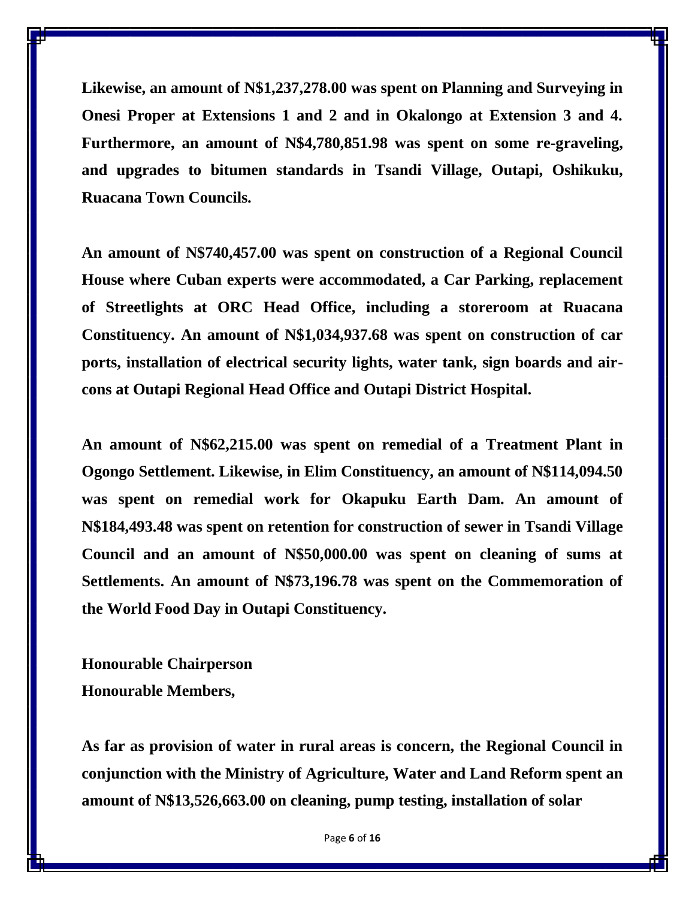**Likewise, an amount of N$1,237,278.00 was spent on Planning and Surveying in Onesi Proper at Extensions 1 and 2 and in Okalongo at Extension 3 and 4. Furthermore, an amount of N$4,780,851.98 was spent on some re-graveling, and upgrades to bitumen standards in Tsandi Village, Outapi, Oshikuku, Ruacana Town Councils.**

**An amount of N$740,457.00 was spent on construction of a Regional Council House where Cuban experts were accommodated, a Car Parking, replacement of Streetlights at ORC Head Office, including a storeroom at Ruacana Constituency. An amount of N$1,034,937.68 was spent on construction of car ports, installation of electrical security lights, water tank, sign boards and air-cons at Outapi Regional Head Office and Outapi District Hospital.**

**An amount of N$62,215.00 was spent on remedial of a Treatment Plant in Ogongo Settlement. Likewise, in Elim Constituency, an amount of N$114,094.50 was spent on remedial work for Okapuku Earth Dam. An amount of N$184,493.48 was spent on retention for construction of sewer in Tsandi Village Council and an amount of N$50,000.00 was spent on cleaning of sums at Settlements. An amount of N$73,196.78 was spent on the Commemoration of the World Food Day in Outapi Constituency.**

**Honourable Chairperson**
**Honourable Members,**

**As far as provision of water in rural areas is concern, the Regional Council in conjunction with the Ministry of Agriculture, Water and Land Reform spent an amount of N$13,526,663.00 on cleaning, pump testing, installation of solar**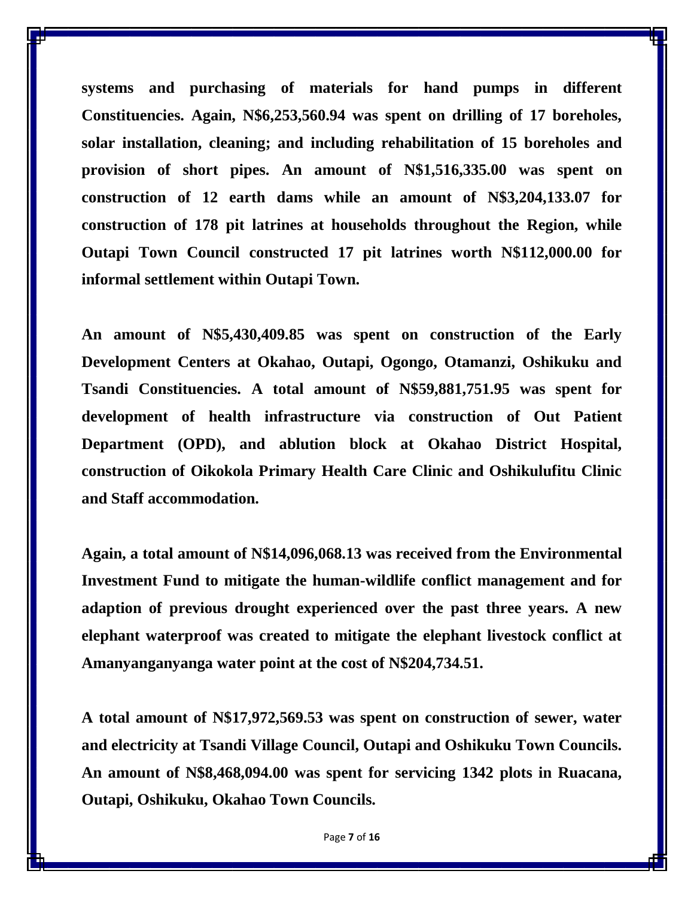**systems and purchasing of materials for hand pumps in different Constituencies. Again, N$6,253,560.94 was spent on drilling of 17 boreholes, solar installation, cleaning; and including rehabilitation of 15 boreholes and provision of short pipes. An amount of N$1,516,335.00 was spent on construction of 12 earth dams while an amount of N$3,204,133.07 for construction of 178 pit latrines at households throughout the Region, while Outapi Town Council constructed 17 pit latrines worth N$112,000.00 for informal settlement within Outapi Town.**

**An amount of N$5,430,409.85 was spent on construction of the Early Development Centers at Okahao, Outapi, Ogongo, Otamanzi, Oshikuku and Tsandi Constituencies. A total amount of N$59,881,751.95 was spent for development of health infrastructure via construction of Out Patient Department (OPD), and ablution block at Okahao District Hospital, construction of Oikokola Primary Health Care Clinic and Oshikulufitu Clinic and Staff accommodation.**

**Again, a total amount of N$14,096,068.13 was received from the Environmental Investment Fund to mitigate the human-wildlife conflict management and for adaption of previous drought experienced over the past three years. A new elephant waterproof was created to mitigate the elephant livestock conflict at Amanyanganyanga water point at the cost of N$204,734.51.**

**A total amount of N$17,972,569.53 was spent on construction of sewer, water and electricity at Tsandi Village Council, Outapi and Oshikuku Town Councils. An amount of N$8,468,094.00 was spent for servicing 1342 plots in Ruacana, Outapi, Oshikuku, Okahao Town Councils.**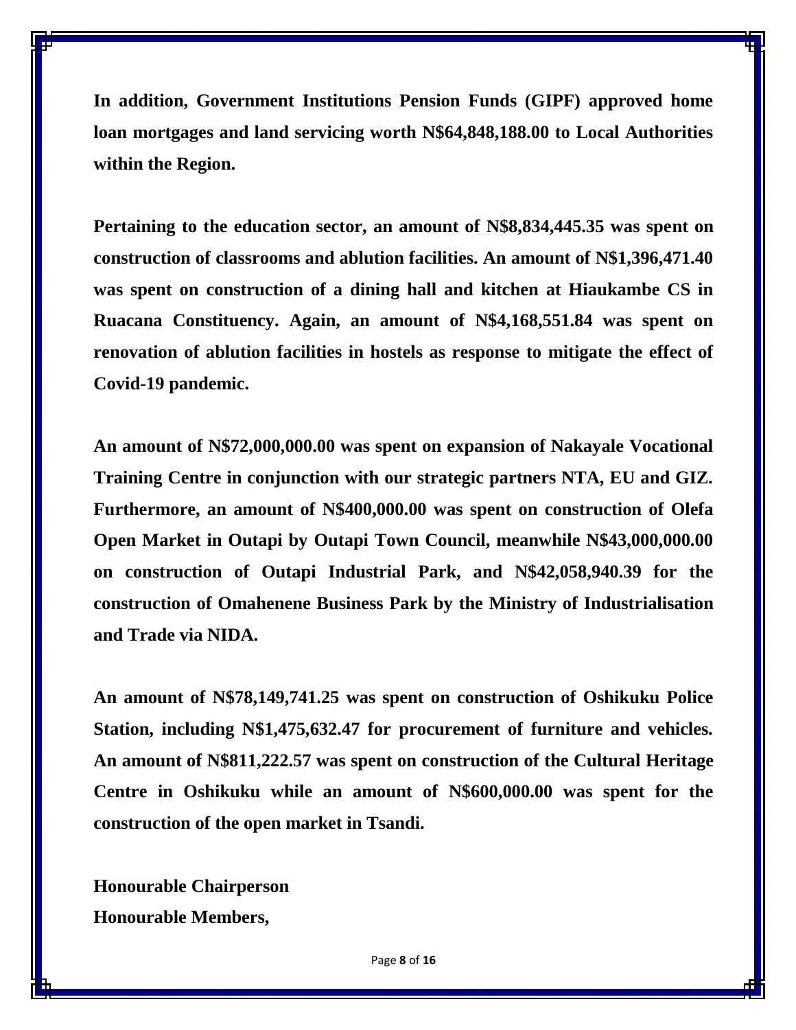**In addition, Government Institutions Pension Funds (GIPF) approved home loan mortgages and land servicing worth N$64,848,188.00 to Local Authorities within the Region.**

**Pertaining to the education sector, an amount of N$8,834,445.35 was spent on construction of classrooms and ablution facilities. An amount of N$1,396,471.40 was spent on construction of a dining hall and kitchen at Hiaukambe CS in Ruacana Constituency. Again, an amount of N$4,168,551.84 was spent on renovation of ablution facilities in hostels as response to mitigate the effect of Covid-19 pandemic.**

**An amount of N$72,000,000.00 was spent on expansion of Nakayale Vocational Training Centre in conjunction with our strategic partners NTA, EU and GIZ. Furthermore, an amount of N$400,000.00 was spent on construction of Olefa Open Market in Outapi by Outapi Town Council, meanwhile N$43,000,000.00 on construction of Outapi Industrial Park, and N$42,058,940.39 for the construction of Omahenene Business Park by the Ministry of Industrialisation and Trade via NIDA.**

**An amount of N$78,149,741.25 was spent on construction of Oshikuku Police Station, including N$1,475,632.47 for procurement of furniture and vehicles. An amount of N$811,222.57 was spent on construction of the Cultural Heritage Centre in Oshikuku while an amount of N$600,000.00 was spent for the construction of the open market in Tsandi.**

**Honourable Chairperson**
**Honourable Members,**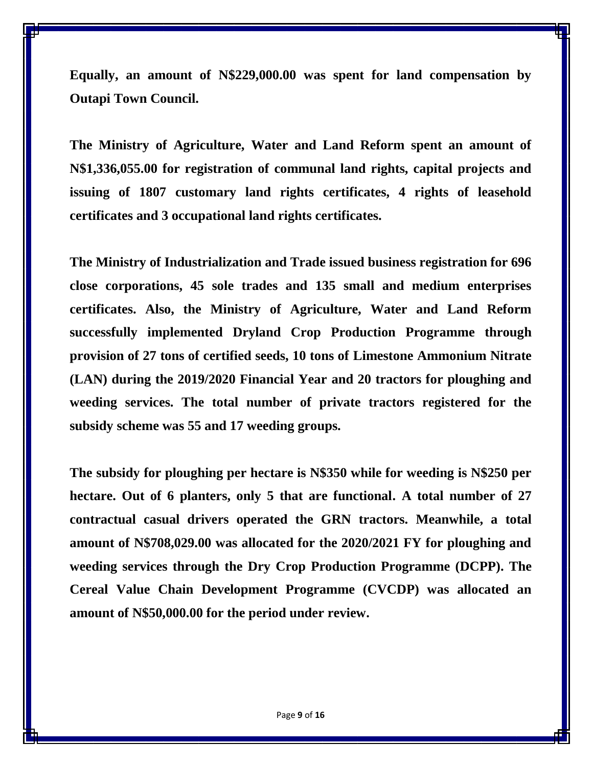**Equally, an amount of N$229,000.00 was spent for land compensation by Outapi Town Council.**

**The Ministry of Agriculture, Water and Land Reform spent an amount of N$1,336,055.00 for registration of communal land rights, capital projects and issuing of 1807 customary land rights certificates, 4 rights of leasehold certificates and 3 occupational land rights certificates.**

**The Ministry of Industrialization and Trade issued business registration for 696 close corporations, 45 sole trades and 135 small and medium enterprises certificates. Also, the Ministry of Agriculture, Water and Land Reform successfully implemented Dryland Crop Production Programme through provision of 27 tons of certified seeds, 10 tons of Limestone Ammonium Nitrate (LAN) during the 2019/2020 Financial Year and 20 tractors for ploughing and weeding services. The total number of private tractors registered for the subsidy scheme was 55 and 17 weeding groups.**

**The subsidy for ploughing per hectare is N$350 while for weeding is N$250 per hectare. Out of 6 planters, only 5 that are functional. A total number of 27 contractual casual drivers operated the GRN tractors. Meanwhile, a total amount of N$708,029.00 was allocated for the 2020/2021 FY for ploughing and weeding services through the Dry Crop Production Programme (DCPP). The Cereal Value Chain Development Programme (CVCDP) was allocated an amount of N$50,000.00 for the period under review.**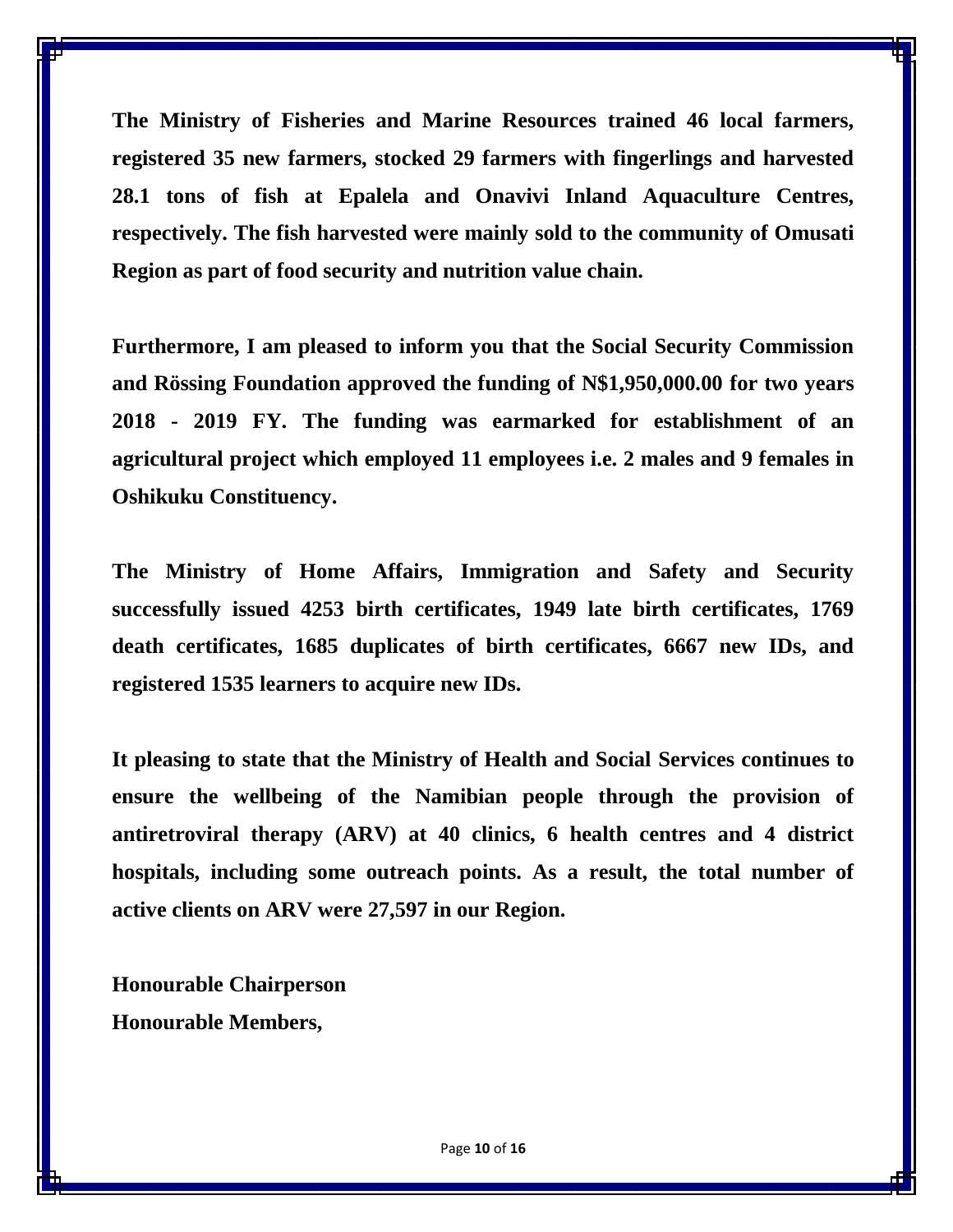**The Ministry of Fisheries and Marine Resources trained 46 local farmers, registered 35 new farmers, stocked 29 farmers with fingerlings and harvested 28.1 tons of fish at Epalela and Onavivi Inland Aquaculture Centres, respectively. The fish harvested were mainly sold to the community of Omusati Region as part of food security and nutrition value chain.**

**Furthermore, I am pleased to inform you that the Social Security Commission and Rössing Foundation approved the funding of N$1,950,000.00 for two years 2018 - 2019 FY. The funding was earmarked for establishment of an agricultural project which employed 11 employees i.e. 2 males and 9 females in Oshikuku Constituency.**

**The Ministry of Home Affairs, Immigration and Safety and Security successfully issued 4253 birth certificates, 1949 late birth certificates, 1769 death certificates, 1685 duplicates of birth certificates, 6667 new IDs, and registered 1535 learners to acquire new IDs.**

**It pleasing to state that the Ministry of Health and Social Services continues to ensure the wellbeing of the Namibian people through the provision of antiretroviral therapy (ARV) at 40 clinics, 6 health centres and 4 district hospitals, including some outreach points. As a result, the total number of active clients on ARV were 27,597 in our Region.**

**Honourable Chairperson**
**Honourable Members,**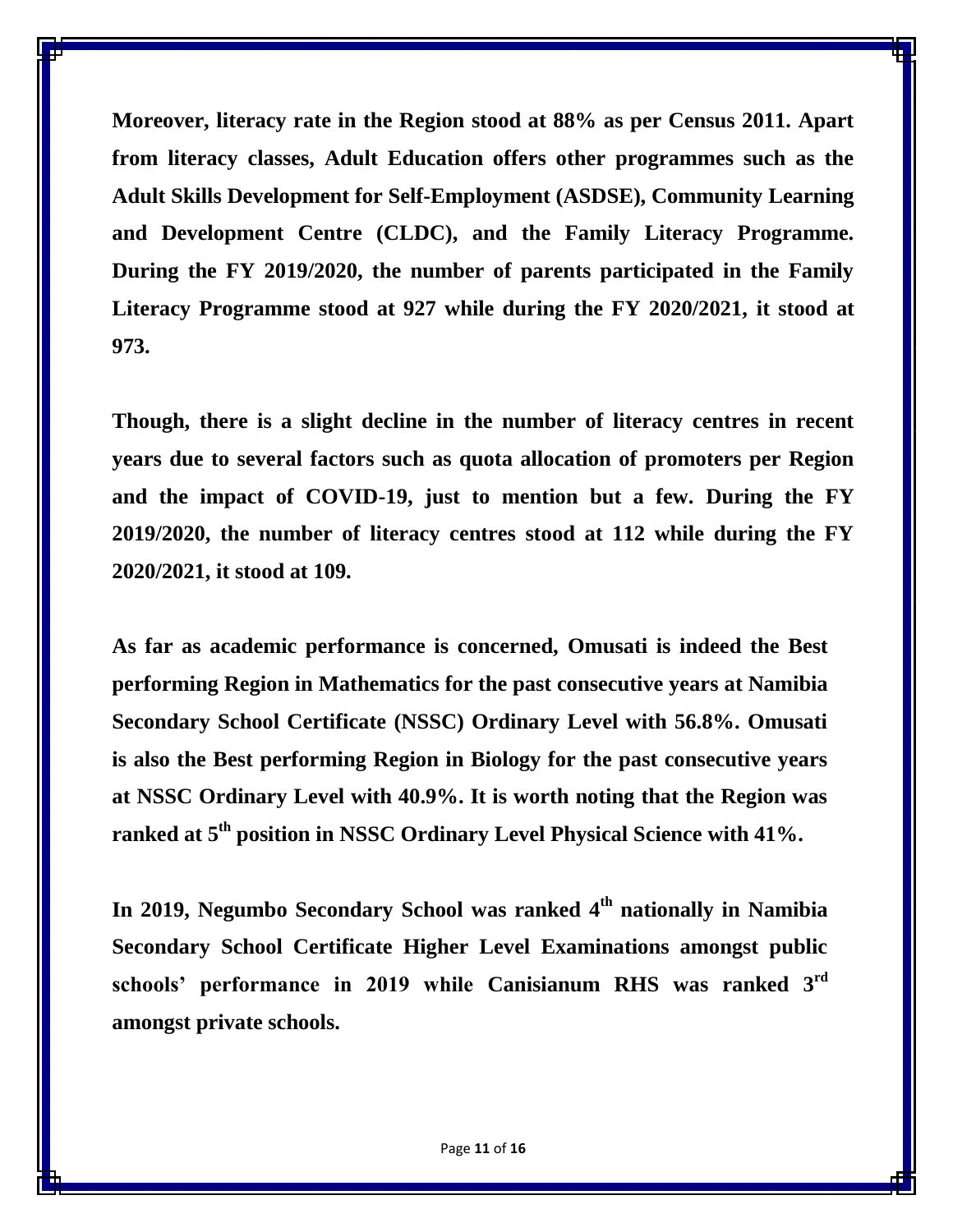**Moreover, literacy rate in the Region stood at 88% as per Census 2011. Apart from literacy classes, Adult Education offers other programmes such as the Adult Skills Development for Self-Employment (ASDSE), Community Learning and Development Centre (CLDC), and the Family Literacy Programme. During the FY 2019/2020, the number of parents participated in the Family Literacy Programme stood at 927 while during the FY 2020/2021, it stood at 973.**

**Though, there is a slight decline in the number of literacy centres in recent years due to several factors such as quota allocation of promoters per Region and the impact of COVID-19, just to mention but a few. During the FY 2019/2020, the number of literacy centres stood at 112 while during the FY 2020/2021, it stood at 109.**

**As far as academic performance is concerned, Omusati is indeed the Best performing Region in Mathematics for the past consecutive years at Namibia Secondary School Certificate (NSSC) Ordinary Level with 56.8%. Omusati is also the Best performing Region in Biology for the past consecutive years at NSSC Ordinary Level with 40.9%. It is worth noting that the Region was ranked at 5th position in NSSC Ordinary Level Physical Science with 41%.**

**In 2019, Negumbo Secondary School was ranked 4th nationally in Namibia Secondary School Certificate Higher Level Examinations amongst public schools' performance in 2019 while Canisianum RHS was ranked 3rd amongst private schools.**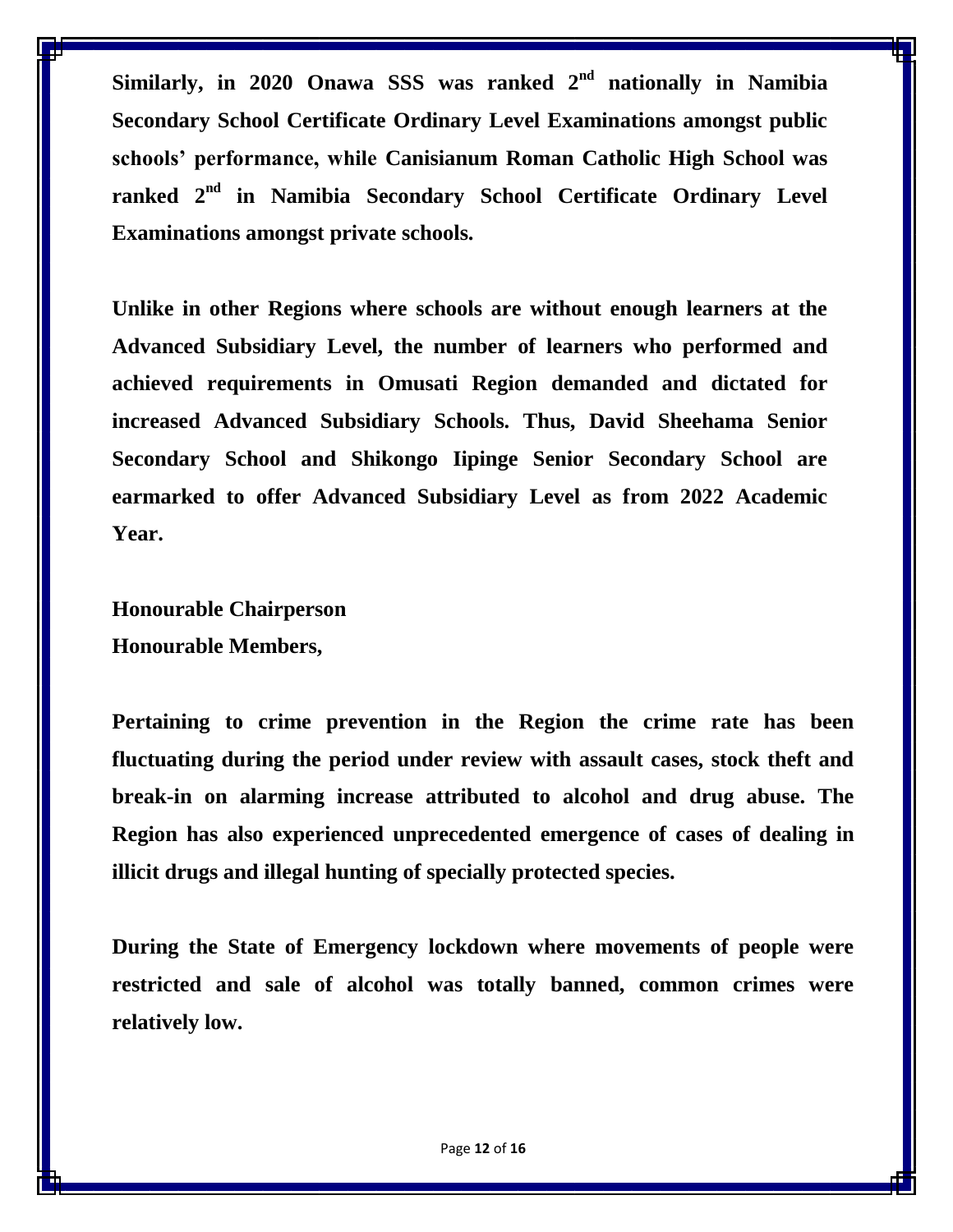**Similarly, in 2020 Onawa SSS was ranked 2nd nationally in Namibia Secondary School Certificate Ordinary Level Examinations amongst public schools' performance, while Canisianum Roman Catholic High School was ranked 2nd in Namibia Secondary School Certificate Ordinary Level Examinations amongst private schools.**

**Unlike in other Regions where schools are without enough learners at the Advanced Subsidiary Level, the number of learners who performed and achieved requirements in Omusati Region demanded and dictated for increased Advanced Subsidiary Schools. Thus, David Sheehama Senior Secondary School and Shikongo Iipinge Senior Secondary School are earmarked to offer Advanced Subsidiary Level as from 2022 Academic Year.**

**Honourable Chairperson**
**Honourable Members,**

**Pertaining to crime prevention in the Region the crime rate has been fluctuating during the period under review with assault cases, stock theft and break-in on alarming increase attributed to alcohol and drug abuse. The Region has also experienced unprecedented emergence of cases of dealing in illicit drugs and illegal hunting of specially protected species.**

**During the State of Emergency lockdown where movements of people were restricted and sale of alcohol was totally banned, common crimes were relatively low.**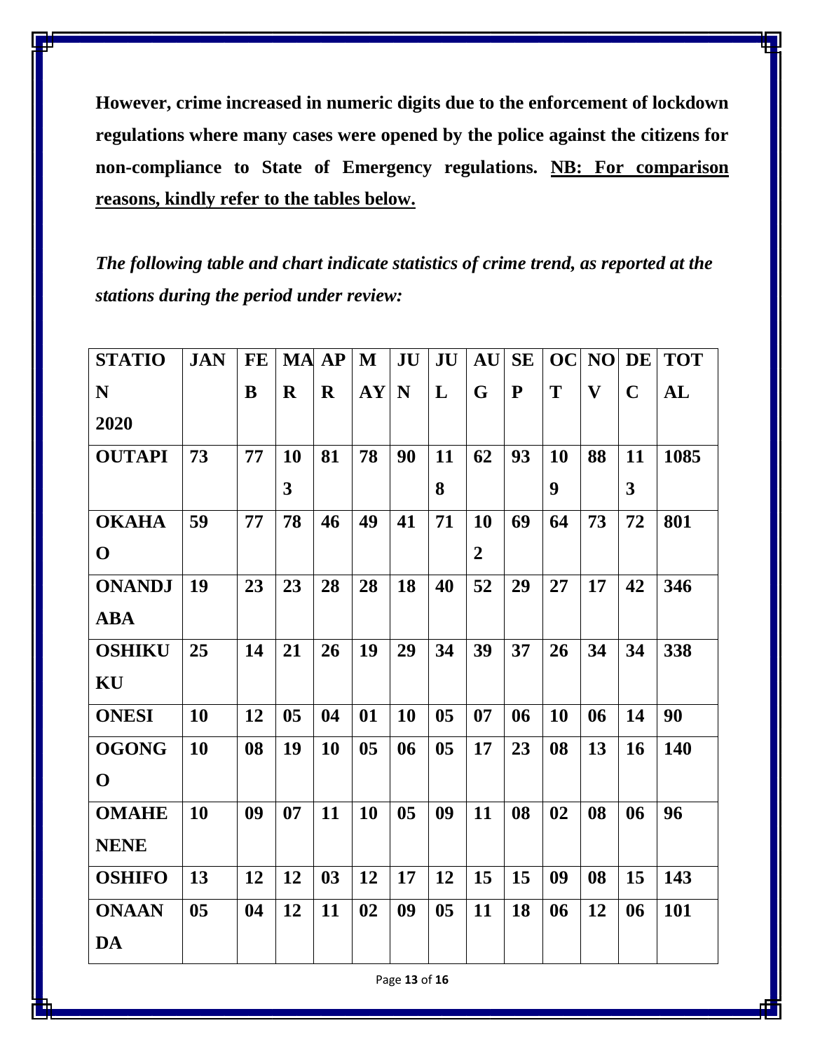**However, crime increased in numeric digits due to the enforcement of lockdown regulations where many cases were opened by the police against the citizens for non-compliance to State of Emergency regulations. <u>NB: For comparison reasons, kindly refer to the tables below.</u>**

***The following table and chart indicate statistics of crime trend, as reported at the stations during the period under review:***

| STATION 2020 | JAN | FEB | MAR | APR | MAY | JUN | JUL | AUG | SEP | OCT | NOV | DEC | TOTAL |
|---|---|---|---|---|---|---|---|---|---|---|---|---|---|
| OUTAPI | 73 | 77 | 103 | 81 | 78 | 90 | 118 | 62 | 93 | 109 | 88 | 113 | 1085 |
| OKAHAO | 59 | 77 | 78 | 46 | 49 | 41 | 71 | 102 | 69 | 64 | 73 | 72 | 801 |
| ONANDJABA | 19 | 23 | 23 | 28 | 28 | 18 | 40 | 52 | 29 | 27 | 17 | 42 | 346 |
| OSHIKUKU | 25 | 14 | 21 | 26 | 19 | 29 | 34 | 39 | 37 | 26 | 34 | 34 | 338 |
| ONESI | 10 | 12 | 05 | 04 | 01 | 10 | 05 | 07 | 06 | 10 | 06 | 14 | 90 |
| OGONGO | 10 | 08 | 19 | 10 | 05 | 06 | 05 | 17 | 23 | 08 | 13 | 16 | 140 |
| OMAHENENE | 10 | 09 | 07 | 11 | 10 | 05 | 09 | 11 | 08 | 02 | 08 | 06 | 96 |
| OSHIFO | 13 | 12 | 12 | 03 | 12 | 17 | 12 | 15 | 15 | 09 | 08 | 15 | 143 |
| ONAANDA | 05 | 04 | 12 | 11 | 02 | 09 | 05 | 11 | 18 | 06 | 12 | 06 | 101 |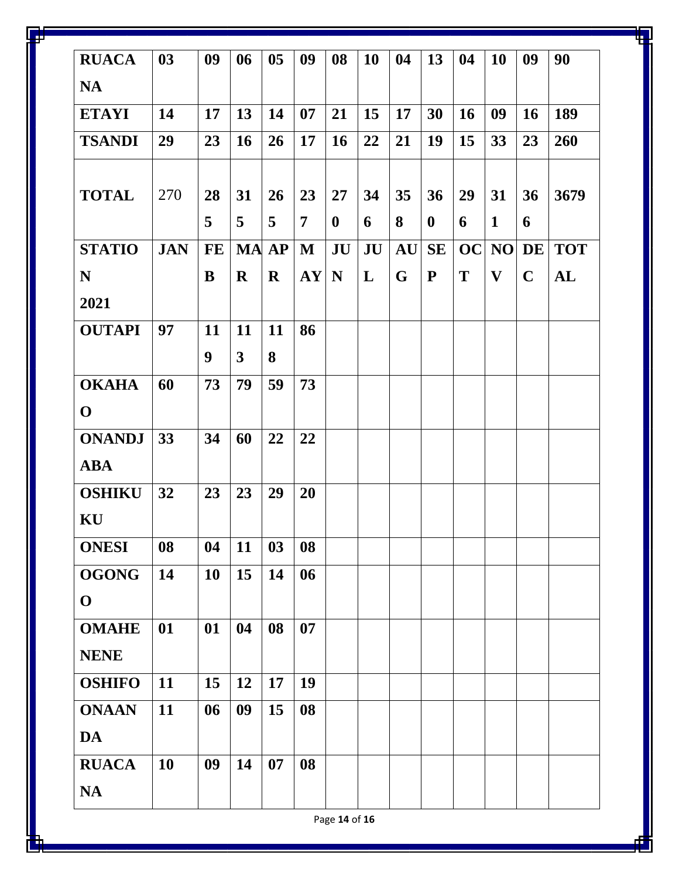| RUACANA | 03 | 09 | 06 | 05 | 09 | 08 | 10 | 04 | 13 | 04 | 10 | 09 | 90 |
|---|---|---|---|---|---|---|---|---|---|---|---|---|---|
| ETAYI | 14 | 17 | 13 | 14 | 07 | 21 | 15 | 17 | 30 | 16 | 09 | 16 | 189 |
| TSANDI | 29 | 23 | 16 | 26 | 17 | 16 | 22 | 21 | 19 | 15 | 33 | 23 | 260 |
| TOTAL | 270 | 285 | 315 | 265 | 237 | 270 | 346 | 358 | 360 | 296 | 311 | 366 | 3679 |
| STATION 2021 | JAN | FEB | MAR | APR | MAY | JUN | JUL | AUG | SEP | OCT | NOV | DEC | TOTAL |
| OUTAPI | 97 | 119 | 113 | 118 | 86 | | | | | | | | |
| OKAHAO | 60 | 73 | 79 | 59 | 73 | | | | | | | | |
| ONANDJABA | 33 | 34 | 60 | 22 | 22 | | | | | | | | |
| OSHIKUKU | 32 | 23 | 23 | 29 | 20 | | | | | | | | |
| ONESI | 08 | 04 | 11 | 03 | 08 | | | | | | | | |
| OGONGO | 14 | 10 | 15 | 14 | 06 | | | | | | | | |
| OMAHENENE | 01 | 01 | 04 | 08 | 07 | | | | | | | | |
| OSHIFO | 11 | 15 | 12 | 17 | 19 | | | | | | | | |
| ONAANDA | 11 | 06 | 09 | 15 | 08 | | | | | | | | |
| RUACANA | 10 | 09 | 14 | 07 | 08 | | | | | | | | |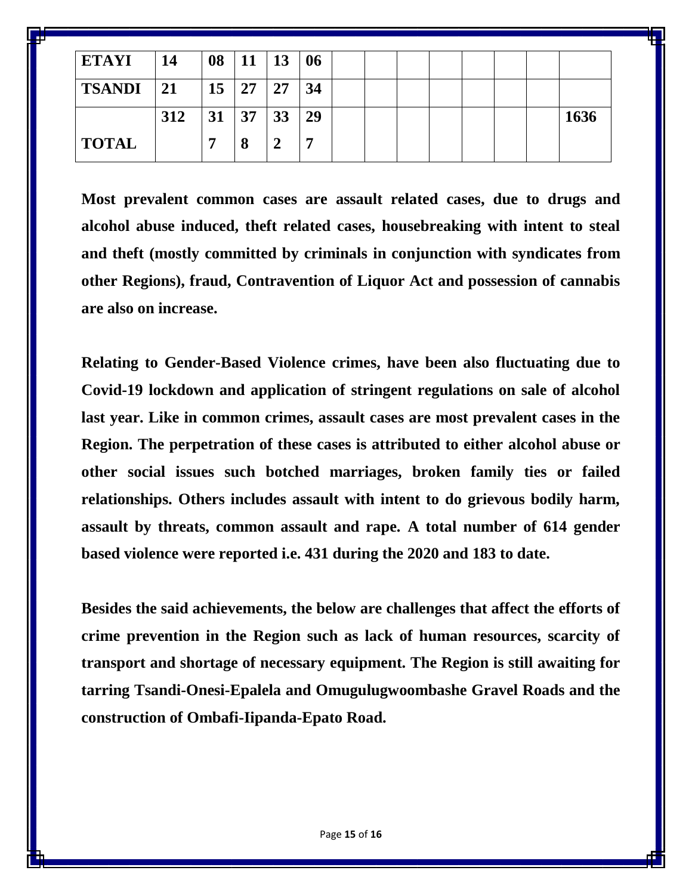| ETAYI | 14 | 08 | 11 | 13 | 06 | | | | | | | | |
|---|---|---|---|---|---|---|---|---|---|---|---|---|---|
| TSANDI | 21 | 15 | 27 | 27 | 34 | | | | | | | | |
| TOTAL | 312 | 317 | 378 | 332 | 297 | | | | | | | | 1636 |

**Most prevalent common cases are assault related cases, due to drugs and alcohol abuse induced, theft related cases, housebreaking with intent to steal and theft (mostly committed by criminals in conjunction with syndicates from other Regions), fraud, Contravention of Liquor Act and possession of cannabis are also on increase.**

**Relating to Gender-Based Violence crimes, have been also fluctuating due to Covid-19 lockdown and application of stringent regulations on sale of alcohol last year. Like in common crimes, assault cases are most prevalent cases in the Region. The perpetration of these cases is attributed to either alcohol abuse or other social issues such botched marriages, broken family ties or failed relationships. Others includes assault with intent to do grievous bodily harm, assault by threats, common assault and rape. A total number of 614 gender based violence were reported i.e. 431 during the 2020 and 183 to date.**

**Besides the said achievements, the below are challenges that affect the efforts of crime prevention in the Region such as lack of human resources, scarcity of transport and shortage of necessary equipment. The Region is still awaiting for tarring Tsandi-Onesi-Epalela and Omugulugwoombashe Gravel Roads and the construction of Ombafi-Iipanda-Epato Road.**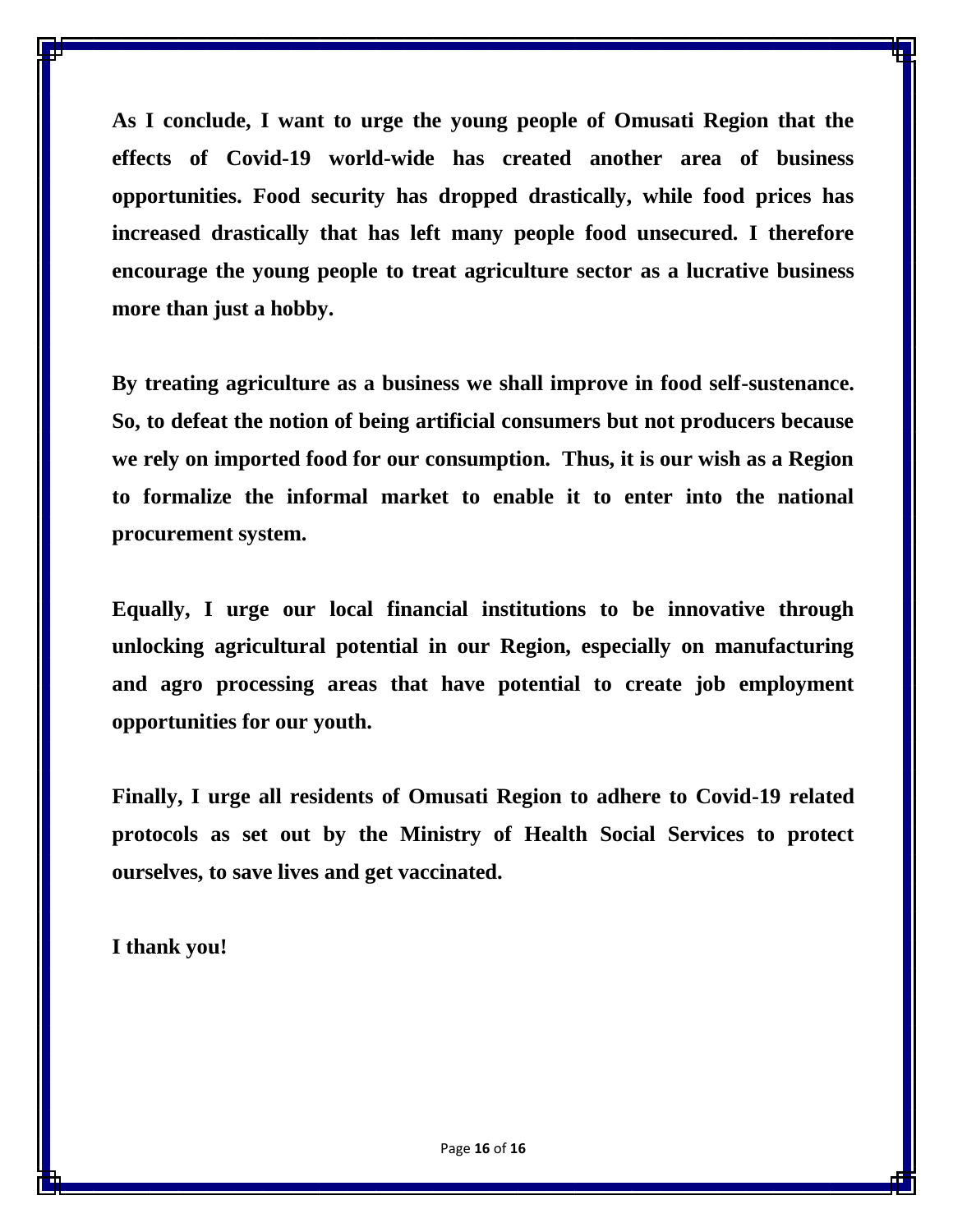**As I conclude, I want to urge the young people of Omusati Region that the effects of Covid-19 world-wide has created another area of business opportunities. Food security has dropped drastically, while food prices has increased drastically that has left many people food unsecured. I therefore encourage the young people to treat agriculture sector as a lucrative business more than just a hobby.**

**By treating agriculture as a business we shall improve in food self-sustenance. So, to defeat the notion of being artificial consumers but not producers because we rely on imported food for our consumption. Thus, it is our wish as a Region to formalize the informal market to enable it to enter into the national procurement system.**

**Equally, I urge our local financial institutions to be innovative through unlocking agricultural potential in our Region, especially on manufacturing and agro processing areas that have potential to create job employment opportunities for our youth.**

**Finally, I urge all residents of Omusati Region to adhere to Covid-19 related protocols as set out by the Ministry of Health Social Services to protect ourselves, to save lives and get vaccinated.**

**I thank you!**